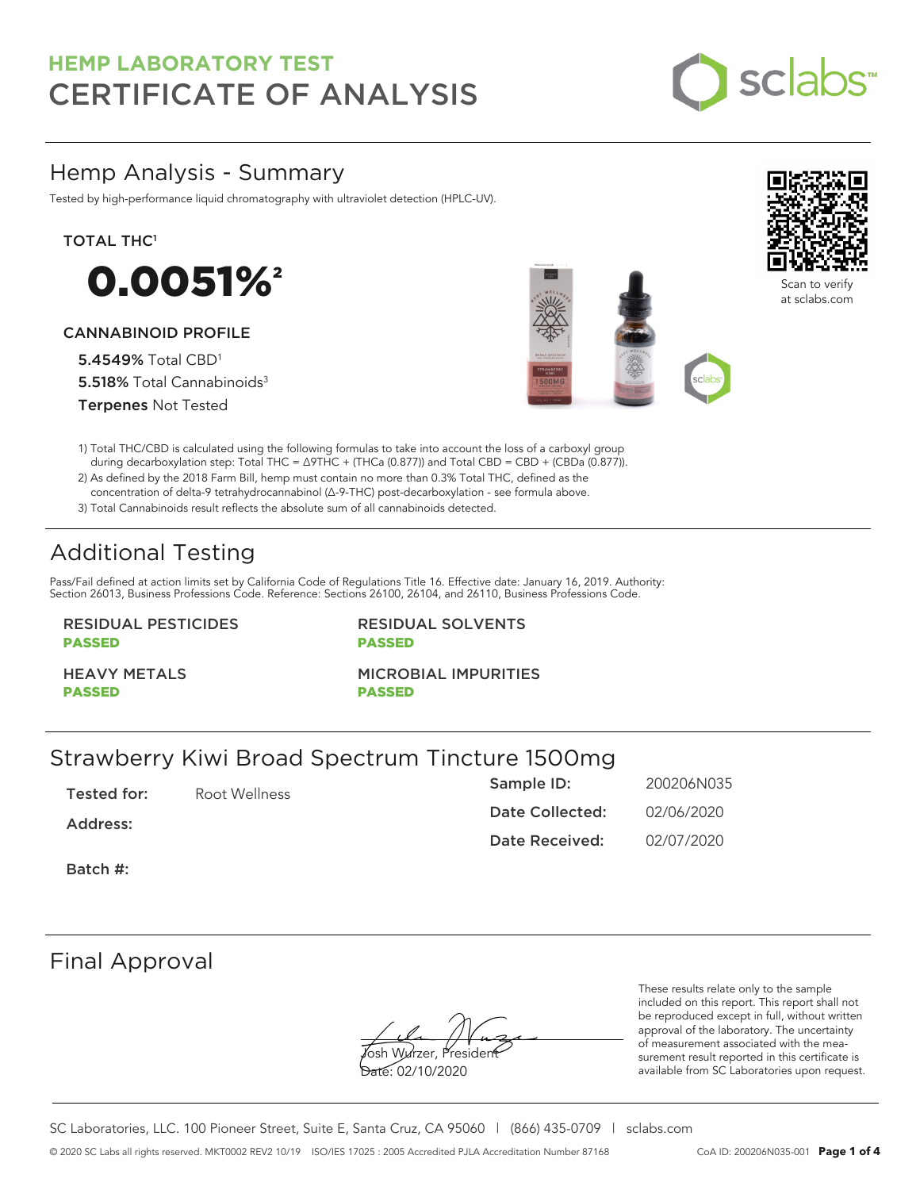# HEMP LABORATORY TEST
# CERTIFICATE OF ANALYSIS

sclabs™

## Hemp Analysis - Summary

Tested by high-performance liquid chromatography with ultraviolet detection (HPLC-UV).

Scan to verify at sclabs.com

**TOTAL THC[1]**

**0.0051%[2]**

**CANNABINOID PROFILE**

**5.4549%** Total CBD[1]

**5.518%** Total Cannabinoids[3]

**Terpenes** Not Tested

1) Total THC/CBD is calculated using the following formulas to take into account the loss of a carboxyl group during decarboxylation step: Total THC = Δ9THC + (THCa (0.877)) and Total CBD = CBD + (CBDa (0.877)).

2) As defined by the 2018 Farm Bill, hemp must contain no more than 0.3% Total THC, defined as the concentration of delta-9 tetrahydrocannabinol (Δ-9-THC) post-decarboxylation - see formula above.

3) Total Cannabinoids result reflects the absolute sum of all cannabinoids detected.

## Additional Testing

Pass/Fail defined at action limits set by California Code of Regulations Title 16. Effective date: January 16, 2019. Authority: Section 26013, Business Professions Code. Reference: Sections 26100, 26104, and 26110, Business Professions Code.

| | |
|---|---|
| RESIDUAL PESTICIDES **PASSED** | RESIDUAL SOLVENTS **PASSED** |
| HEAVY METALS **PASSED** | MICROBIAL IMPURITIES **PASSED** |

## Strawberry Kiwi Broad Spectrum Tincture 1500mg

| | | | |
|---|---|---|---|
| **Tested for:** | Root Wellness | **Sample ID:** | 200206N035 |
| **Address:** | | **Date Collected:** | 02/06/2020 |
| **Batch #:** | | **Date Received:** | 02/07/2020 |

## Final Approval

Josh Wurzer, President

Date: 02/10/2020

These results relate only to the sample included on this report. This report shall not be reproduced except in full, without written approval of the laboratory. The uncertainty of measurement associated with the measurement result reported in this certificate is available from SC Laboratories upon request.

SC Laboratories, LLC. 100 Pioneer Street, Suite E, Santa Cruz, CA 95060 | (866) 435-0709 | sclabs.com

© 2020 SC Labs all rights reserved. MKT0002 REV2 10/19 ISO/IES 17025 : 2005 Accredited PJLA Accreditation Number 87168 CoA ID: 200206N035-001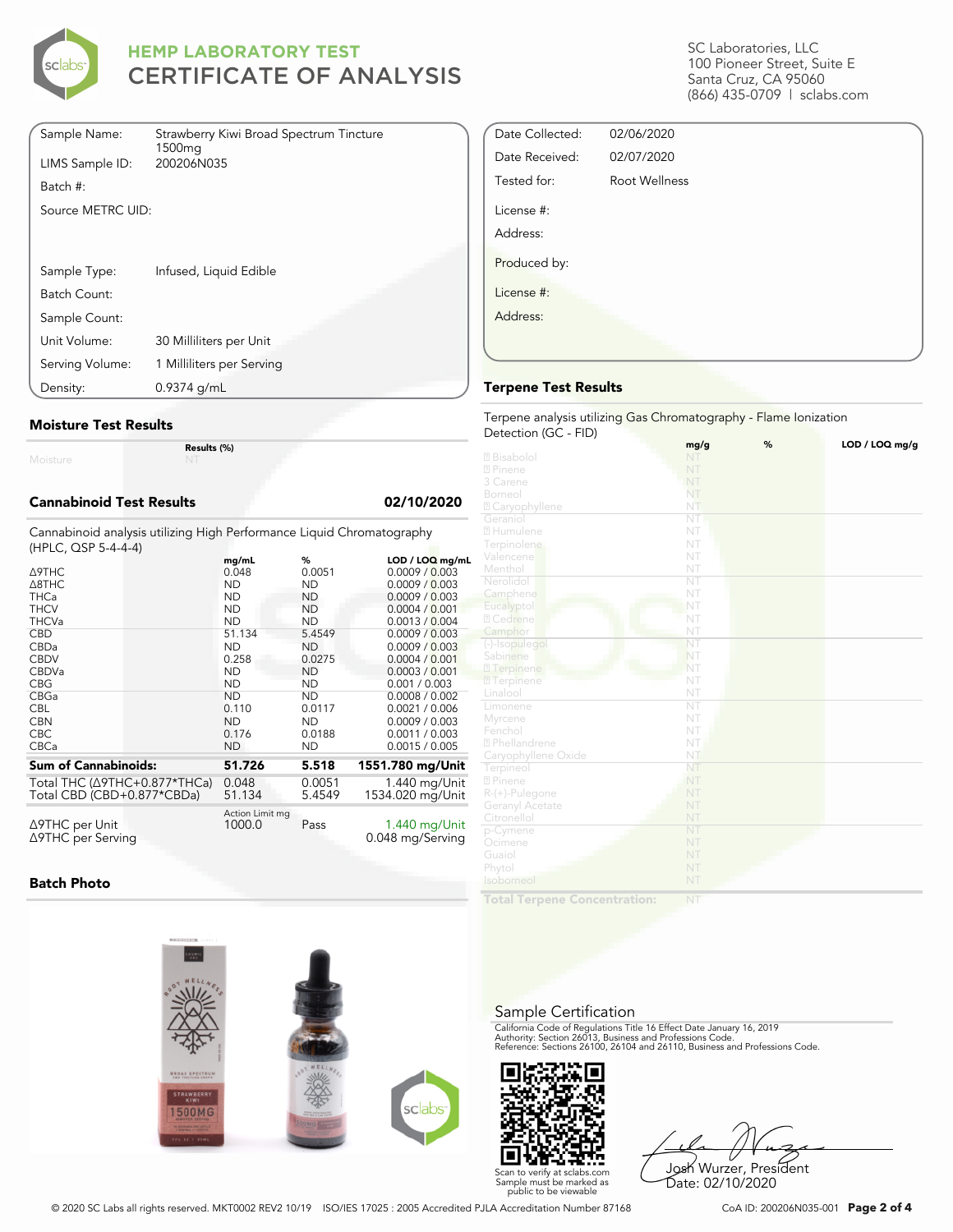# HEMP LABORATORY TEST
## CERTIFICATE OF ANALYSIS

SC Laboratories, LLC
100 Pioneer Street, Suite E
Santa Cruz, CA 95060
(866) 435-0709 | sclabs.com

| | |
|---|---|
| Sample Name: | Strawberry Kiwi Broad Spectrum Tincture 1500mg |
| LIMS Sample ID: | 200206N035 |
| Batch #: | |
| Source METRC UID: | |
| Sample Type: | Infused, Liquid Edible |
| Batch Count: | |
| Sample Count: | |
| Unit Volume: | 30 Milliliters per Unit |
| Serving Volume: | 1 Milliliters per Serving |
| Density: | 0.9374 g/mL |

| | |
|---|---|
| Date Collected: | 02/06/2020 |
| Date Received: | 02/07/2020 |
| Tested for: | Root Wellness |
| License #: | |
| Address: | |
| Produced by: | |
| License #: | |
| Address: | |

### Moisture Test Results

| | Results (%) |
|---|---|
| Moisture | NT |

### Cannabinoid Test Results — 02/10/2020

Cannabinoid analysis utilizing High Performance Liquid Chromatography (HPLC, QSP 5-4-4-4)

| | mg/mL | % | LOD / LOQ mg/mL |
|---|---|---|---|
| Δ9THC | 0.048 | 0.0051 | 0.0009 / 0.003 |
| Δ8THC | ND | ND | 0.0009 / 0.003 |
| THCa | ND | ND | 0.0009 / 0.003 |
| THCV | ND | ND | 0.0004 / 0.001 |
| THCVa | ND | ND | 0.0013 / 0.004 |
| CBD | 51.134 | 5.4549 | 0.0009 / 0.003 |
| CBDa | ND | ND | 0.0009 / 0.003 |
| CBDV | 0.258 | 0.0275 | 0.0004 / 0.001 |
| CBDVa | ND | ND | 0.0003 / 0.001 |
| CBG | ND | ND | 0.001 / 0.003 |
| CBGa | ND | ND | 0.0008 / 0.002 |
| CBL | 0.110 | 0.0117 | 0.0021 / 0.006 |
| CBN | ND | ND | 0.0009 / 0.003 |
| CBC | 0.176 | 0.0188 | 0.0011 / 0.003 |
| CBCa | ND | ND | 0.0015 / 0.005 |
| **Sum of Cannabinoids:** | **51.726** | **5.518** | **1551.780 mg/Unit** |
| Total THC (Δ9THC+0.877*THCa) | 0.048 | 0.0051 | 1.440 mg/Unit |
| Total CBD (CBD+0.877*CBDa) | 51.134 | 5.4549 | 1534.020 mg/Unit |

| | Action Limit mg | | |
|---|---|---|---|
| Δ9THC per Unit | 1000.0 | Pass | 1.440 mg/Unit |
| Δ9THC per Serving | | | 0.048 mg/Serving |

### Terpene Test Results

Terpene analysis utilizing Gas Chromatography - Flame Ionization Detection (GC - FID)

| | mg/g | % | LOD / LOQ mg/g |
|---|---|---|---|
| Bisabolol | NT | | |
| Pinene | NT | | |
| 3 Carene | NT | | |
| Borneol | NT | | |
| Caryophyllene | NT | | |
| Geraniol | NT | | |
| Humulene | NT | | |
| Terpinolene | NT | | |
| Valencene | NT | | |
| Menthol | NT | | |
| Nerolidol | NT | | |
| Camphene | NT | | |
| Eucalyptol | NT | | |
| Cedrene | NT | | |
| Camphor | NT | | |
| (-)-Isopulegol | NT | | |
| Sabinene | NT | | |
| Terpinene | NT | | |
| Terpinene | NT | | |
| Linalool | NT | | |
| Limonene | NT | | |
| Myrcene | NT | | |
| Fenchol | NT | | |
| Phellandrene | NT | | |
| Caryophyllene Oxide | NT | | |
| Terpineol | NT | | |
| Pinene | NT | | |
| R-(+)-Pulegone | NT | | |
| Geranyl Acetate | NT | | |
| Citronellol | NT | | |
| p-Cymene | NT | | |
| Ocimene | NT | | |
| Guaiol | NT | | |
| Phytol | NT | | |
| Isoborneol | NT | | |
| **Total Terpene Concentration:** | NT | | |

### Batch Photo

### Sample Certification

California Code of Regulations Title 16 Effect Date January 16, 2019
Authority: Section 26013, Business and Professions Code.
Reference: Sections 26100, 26104 and 26110, Business and Professions Code.

Scan to verify at sclabs.com
Sample must be marked as public to be viewable

Josh Wurzer, President
Date: 02/10/2020

© 2020 SC Labs all rights reserved. MKT0002 REV2 10/19 ISO/IES 17025 : 2005 Accredited PJLA Accreditation Number 87168

CoA ID: 200206N035-001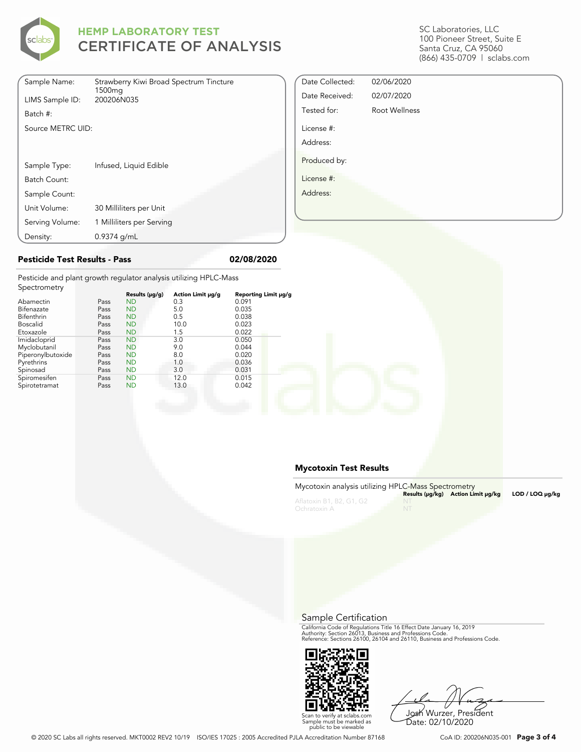# HEMP LABORATORY TEST
# CERTIFICATE OF ANALYSIS

SC Laboratories, LLC
100 Pioneer Street, Suite E
Santa Cruz, CA 95060
(866) 435-0709 | sclabs.com

| | |
|---|---|
| Sample Name: | Strawberry Kiwi Broad Spectrum Tincture 1500mg |
| LIMS Sample ID: | 200206N035 |
| Batch #: | |
| Source METRC UID: | |
| Sample Type: | Infused, Liquid Edible |
| Batch Count: | |
| Sample Count: | |
| Unit Volume: | 30 Milliliters per Unit |
| Serving Volume: | 1 Milliliters per Serving |
| Density: | 0.9374 g/mL |

| | |
|---|---|
| Date Collected: | 02/06/2020 |
| Date Received: | 02/07/2020 |
| Tested for: | Root Wellness |
| License #: | |
| Address: | |
| Produced by: | |
| License #: | |
| Address: | |

## Pesticide Test Results - Pass

02/08/2020

Pesticide and plant growth regulator analysis utilizing HPLC-Mass Spectrometry

| Analyte | | Results (µg/g) | Action Limit µg/g | Reporting Limit µg/g |
|---|---|---|---|---|
| Abamectin | Pass | ND | 0.3 | 0.091 |
| Bifenazate | Pass | ND | 5.0 | 0.035 |
| Bifenthrin | Pass | ND | 0.5 | 0.038 |
| Boscalid | Pass | ND | 10.0 | 0.023 |
| Etoxazole | Pass | ND | 1.5 | 0.022 |
| Imidacloprid | Pass | ND | 3.0 | 0.050 |
| Myclobutanil | Pass | ND | 9.0 | 0.044 |
| Piperonylbutoxide | Pass | ND | 8.0 | 0.020 |
| Pyrethrins | Pass | ND | 1.0 | 0.036 |
| Spinosad | Pass | ND | 3.0 | 0.031 |
| Spiromesifen | Pass | ND | 12.0 | 0.015 |
| Spirotetramat | Pass | ND | 13.0 | 0.042 |

## Mycotoxin Test Results

Mycotoxin analysis utilizing HPLC-Mass Spectrometry

| Analyte | Results (µg/kg) | Action Limit µg/kg | LOD / LOQ µg/kg |
|---|---|---|---|
| Aflatoxin B1, B2, G1, G2 | NT | | |
| Ochratoxin A | NT | | |

## Sample Certification

California Code of Regulations Title 16 Effect Date January 16, 2019
Authority: Section 26013, Business and Professions Code.
Reference: Sections 26100, 26104 and 26110, Business and Professions Code.

Scan to verify at sclabs.com
Sample must be marked as public to be viewable

Josh Wurzer, President
Date: 02/10/2020

© 2020 SC Labs all rights reserved. MKT0002 REV2 10/19 ISO/IES 17025 : 2005 Accredited PJLA Accreditation Number 87168

CoA ID: 200206N035-001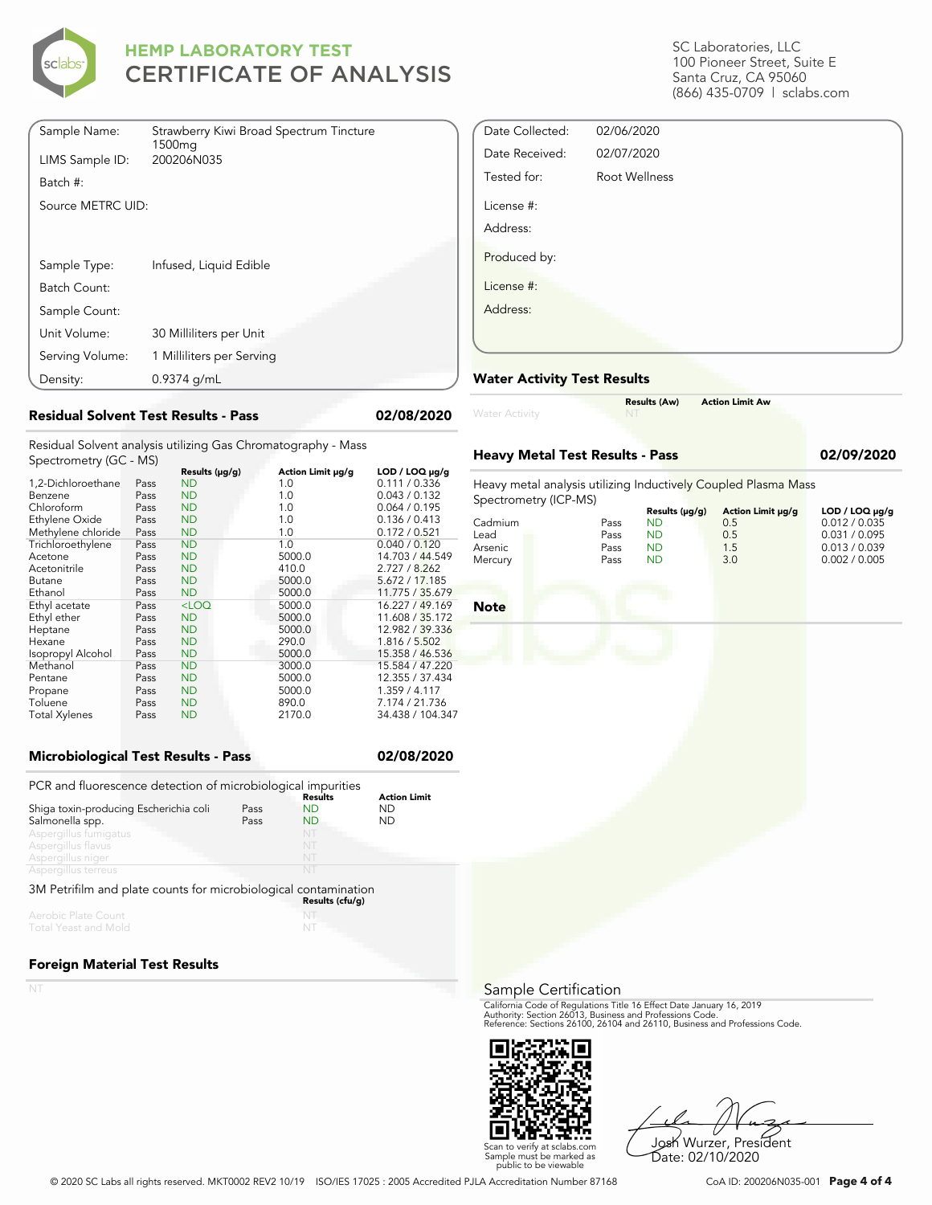# HEMP LABORATORY TEST CERTIFICATE OF ANALYSIS

SC Laboratories, LLC
100 Pioneer Street, Suite E
Santa Cruz, CA 95060
(866) 435-0709 | sclabs.com

| | |
|---|---|
| Sample Name: | Strawberry Kiwi Broad Spectrum Tincture 1500mg |
| LIMS Sample ID: | 200206N035 |
| Batch #: | |
| Source METRC UID: | |
| Sample Type: | Infused, Liquid Edible |
| Batch Count: | |
| Sample Count: | |
| Unit Volume: | 30 Milliliters per Unit |
| Serving Volume: | 1 Milliliters per Serving |
| Density: | 0.9374 g/mL |

| | |
|---|---|
| Date Collected: | 02/06/2020 |
| Date Received: | 02/07/2020 |
| Tested for: | Root Wellness |
| License #: | |
| Address: | |
| Produced by: | |
| License #: | |
| Address: | |

## Residual Solvent Test Results - Pass

02/08/2020

Residual Solvent analysis utilizing Gas Chromatography - Mass Spectrometry (GC - MS)

| | | Results (μg/g) | Action Limit μg/g | LOD / LOQ μg/g |
|---|---|---|---|---|
| 1,2-Dichloroethane | Pass | ND | 1.0 | 0.111 / 0.336 |
| Benzene | Pass | ND | 1.0 | 0.043 / 0.132 |
| Chloroform | Pass | ND | 1.0 | 0.064 / 0.195 |
| Ethylene Oxide | Pass | ND | 1.0 | 0.136 / 0.413 |
| Methylene chloride | Pass | ND | 1.0 | 0.172 / 0.521 |
| Trichloroethylene | Pass | ND | 1.0 | 0.040 / 0.120 |
| Acetone | Pass | ND | 5000.0 | 14.703 / 44.549 |
| Acetonitrile | Pass | ND | 410.0 | 2.727 / 8.262 |
| Butane | Pass | ND | 5000.0 | 5.672 / 17.185 |
| Ethanol | Pass | ND | 5000.0 | 11.775 / 35.679 |
| Ethyl acetate | Pass | <LOQ | 5000.0 | 16.227 / 49.169 |
| Ethyl ether | Pass | ND | 5000.0 | 11.608 / 35.172 |
| Heptane | Pass | ND | 5000.0 | 12.982 / 39.336 |
| Hexane | Pass | ND | 290.0 | 1.816 / 5.502 |
| Isopropyl Alcohol | Pass | ND | 5000.0 | 15.358 / 46.536 |
| Methanol | Pass | ND | 3000.0 | 15.584 / 47.220 |
| Pentane | Pass | ND | 5000.0 | 12.355 / 37.434 |
| Propane | Pass | ND | 5000.0 | 1.359 / 4.117 |
| Toluene | Pass | ND | 890.0 | 7.174 / 21.736 |
| Total Xylenes | Pass | ND | 2170.0 | 34.438 / 104.347 |

## Microbiological Test Results - Pass

02/08/2020

PCR and fluorescence detection of microbiological impurities

| | | Results | Action Limit |
|---|---|---|---|
| Shiga toxin-producing Escherichia coli | Pass | ND | ND |
| Salmonella spp. | Pass | ND | ND |
| Aspergillus fumigatus | | NT | |
| Aspergillus flavus | | NT | |
| Aspergillus niger | | NT | |
| Aspergillus terreus | | NT | |

3M Petrifilm and plate counts for microbiological contamination

| | Results (cfu/g) |
|---|---|
| Aerobic Plate Count | NT |
| Total Yeast and Mold | NT |

## Foreign Material Test Results

NT

## Water Activity Test Results

| | Results (Aw) | Action Limit Aw |
|---|---|---|
| Water Activity | NT | |

## Heavy Metal Test Results - Pass

02/09/2020

Heavy metal analysis utilizing Inductively Coupled Plasma Mass Spectrometry (ICP-MS)

| | | Results (μg/g) | Action Limit μg/g | LOD / LOQ μg/g |
|---|---|---|---|---|
| Cadmium | Pass | ND | 0.5 | 0.012 / 0.035 |
| Lead | Pass | ND | 0.5 | 0.031 / 0.095 |
| Arsenic | Pass | ND | 1.5 | 0.013 / 0.039 |
| Mercury | Pass | ND | 3.0 | 0.002 / 0.005 |

## Note

## Sample Certification

California Code of Regulations Title 16 Effect Date January 16, 2019
Authority: Section 26013, Business and Professions Code.
Reference: Sections 26100, 26104 and 26110, Business and Professions Code.

Scan to verify at sclabs.com
Sample must be marked as public to be viewable

Josh Wurzer, President
Date: 02/10/2020

© 2020 SC Labs all rights reserved. MKT0002 REV2 10/19 ISO/IES 17025 : 2005 Accredited PJLA Accreditation Number 87168

CoA ID: 200206N035-001